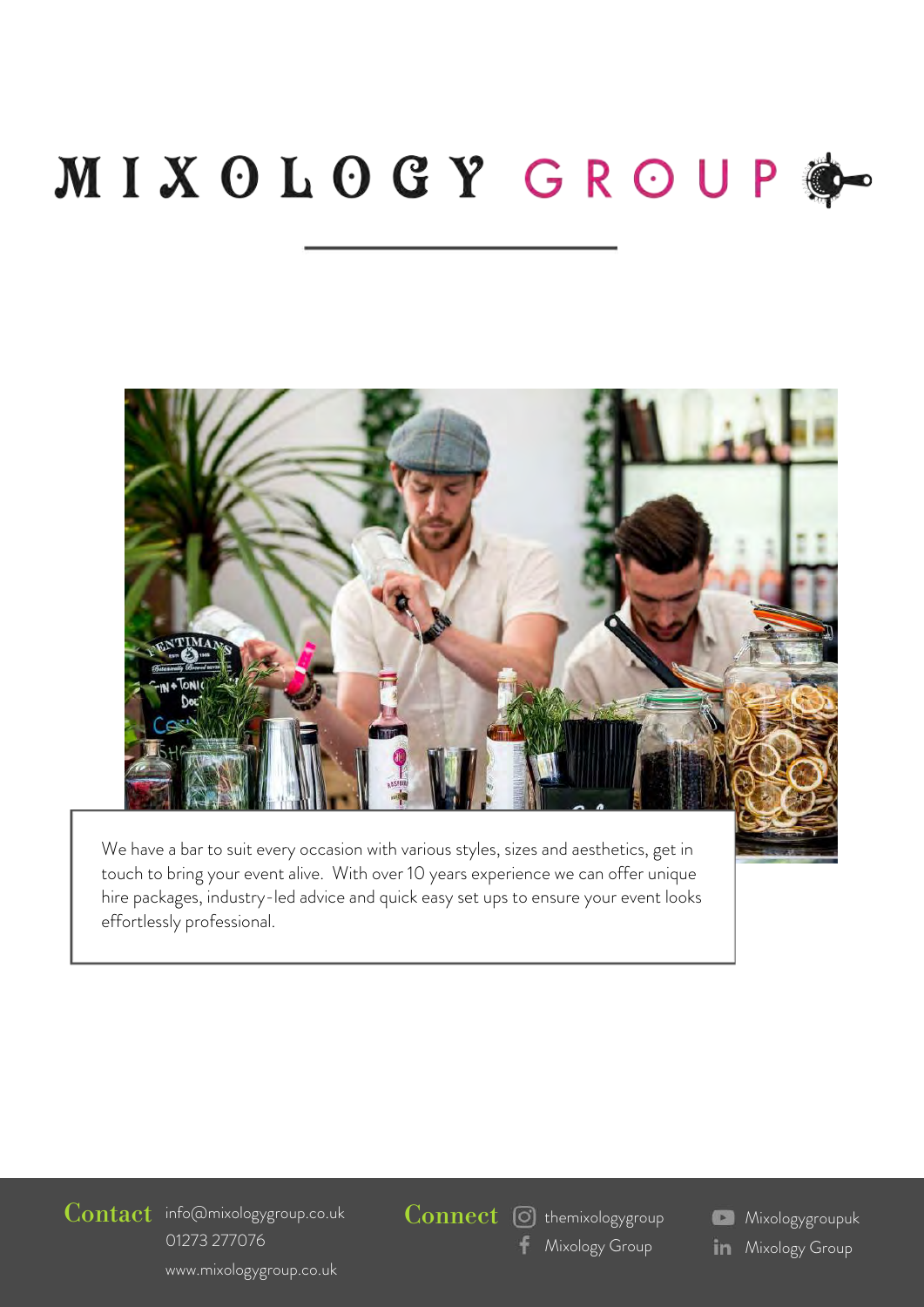# MIXOLOGY GROUP

We have a bar to suit every occasion with various styles, sizes and aesthetics, get in touch to bring your event alive. With over 10 years experience we can offer unique hire packages, industry-led advice and quick easy set ups to ensure your event looks effortlessly professional.

**Contact**
info@mixologygroup.co.uk
01273 277076
www.mixologygroup.co.uk

**Connect**
themixologygroup
Mixology Group
Mixologygroupuk
Mixology Group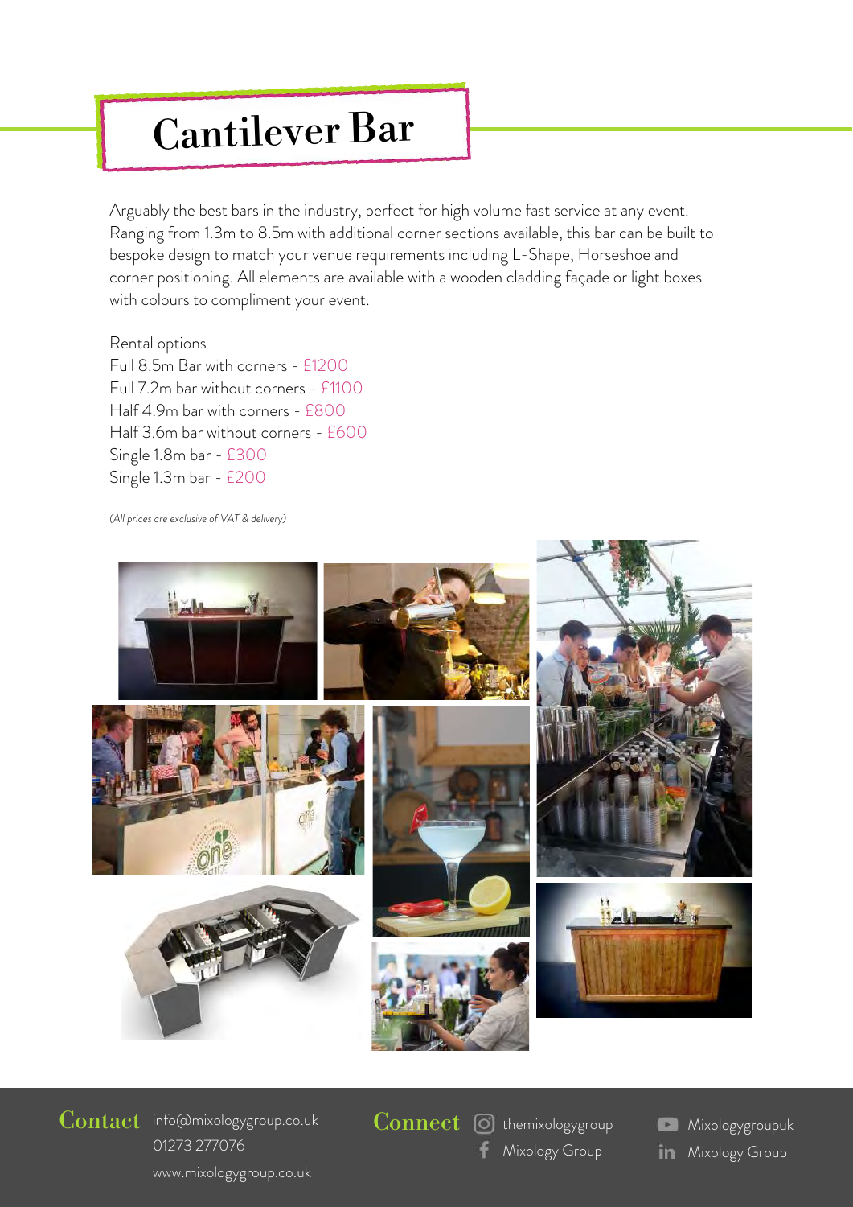# Cantilever Bar

Arguably the best bars in the industry, perfect for high volume fast service at any event. Ranging from 1.3m to 8.5m with additional corner sections available, this bar can be built to bespoke design to match your venue requirements including L-Shape, Horseshoe and corner positioning. All elements are available with a wooden cladding façade or light boxes with colours to compliment your event.

Rental options

Full 8.5m Bar with corners - £1200
Full 7.2m bar without corners - £1100
Half 4.9m bar with corners - £800
Half 3.6m bar without corners - £600
Single 1.8m bar - £300
Single 1.3m bar - £200

*(All prices are exclusive of VAT & delivery)*

**Contact** info@mixologygroup.co.uk
01273 277076
www.mixologygroup.co.uk

**Connect** themixologygroup
Mixology Group
Mixologygroupuk
Mixology Group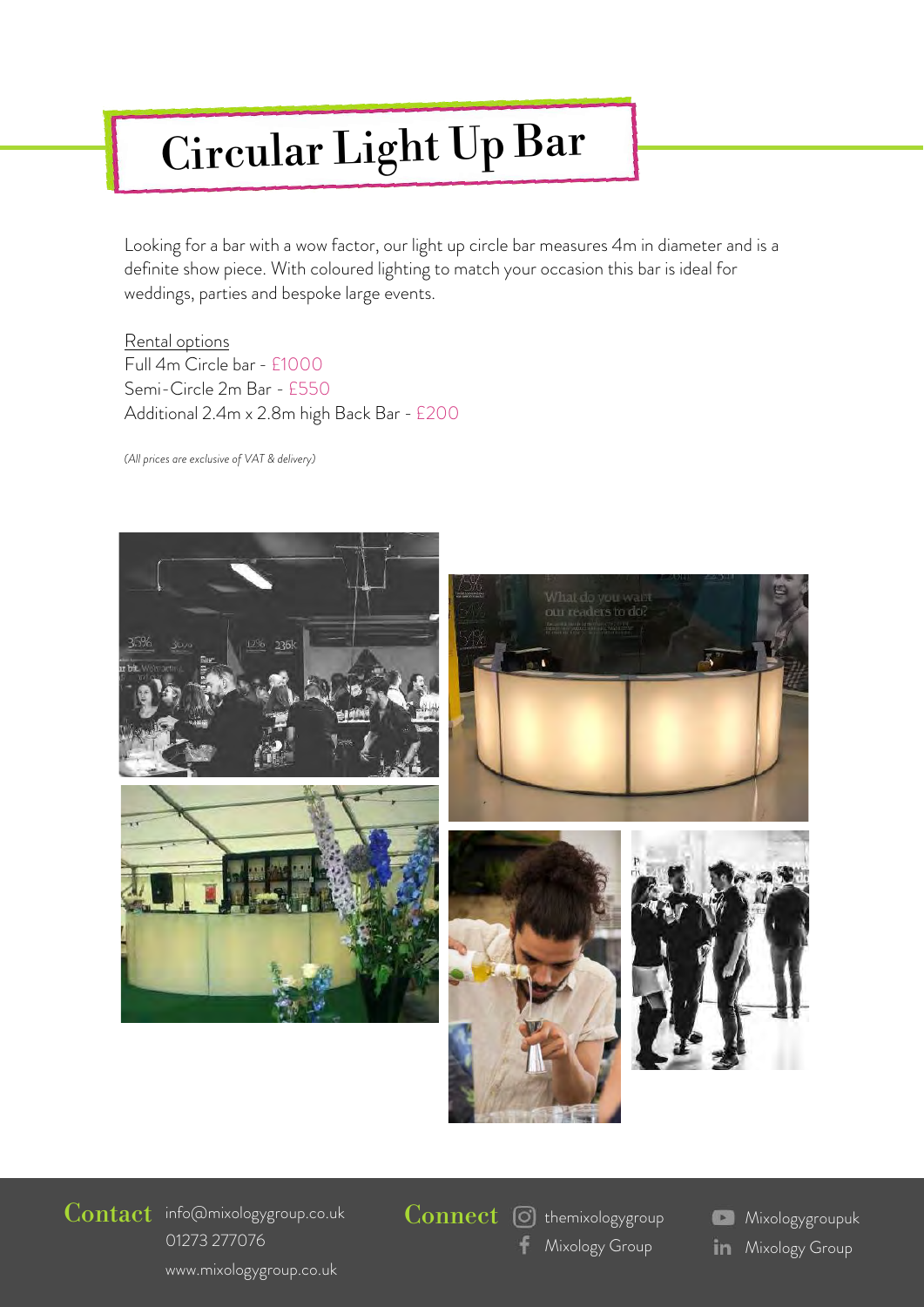# Circular Light Up Bar

Looking for a bar with a wow factor, our light up circle bar measures 4m in diameter and is a definite show piece. With coloured lighting to match your occasion this bar is ideal for weddings, parties and bespoke large events.

Rental options
Full 4m Circle bar - £1000
Semi-Circle 2m Bar - £550
Additional 2.4m x 2.8m high Back Bar - £200

*(All prices are exclusive of VAT & delivery)*

**Contact** info@mixologygroup.co.uk
01273 277076
www.mixologygroup.co.uk

**Connect** themixologygroup
Mixology Group
Mixologygroupuk
Mixology Group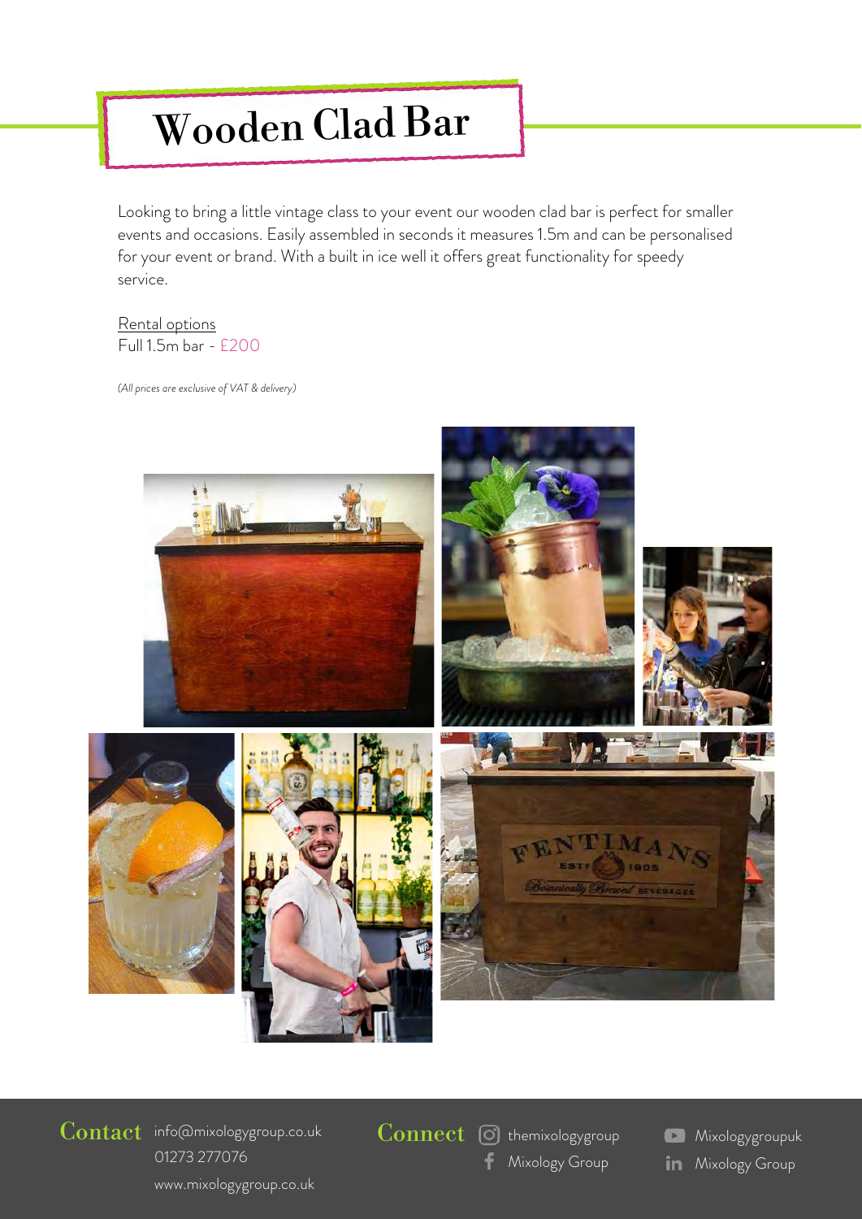# Wooden Clad Bar

Looking to bring a little vintage class to your event our wooden clad bar is perfect for smaller events and occasions. Easily assembled in seconds it measures 1.5m and can be personalised for your event or brand. With a built in ice well it offers great functionality for speedy service.

Rental options
Full 1.5m bar - £200

*(All prices are exclusive of VAT & delivery)*

**Contact** info@mixologygroup.co.uk
01273 277076
www.mixologygroup.co.uk

**Connect** themixologygroup
Mixology Group
Mixologygroupuk
Mixology Group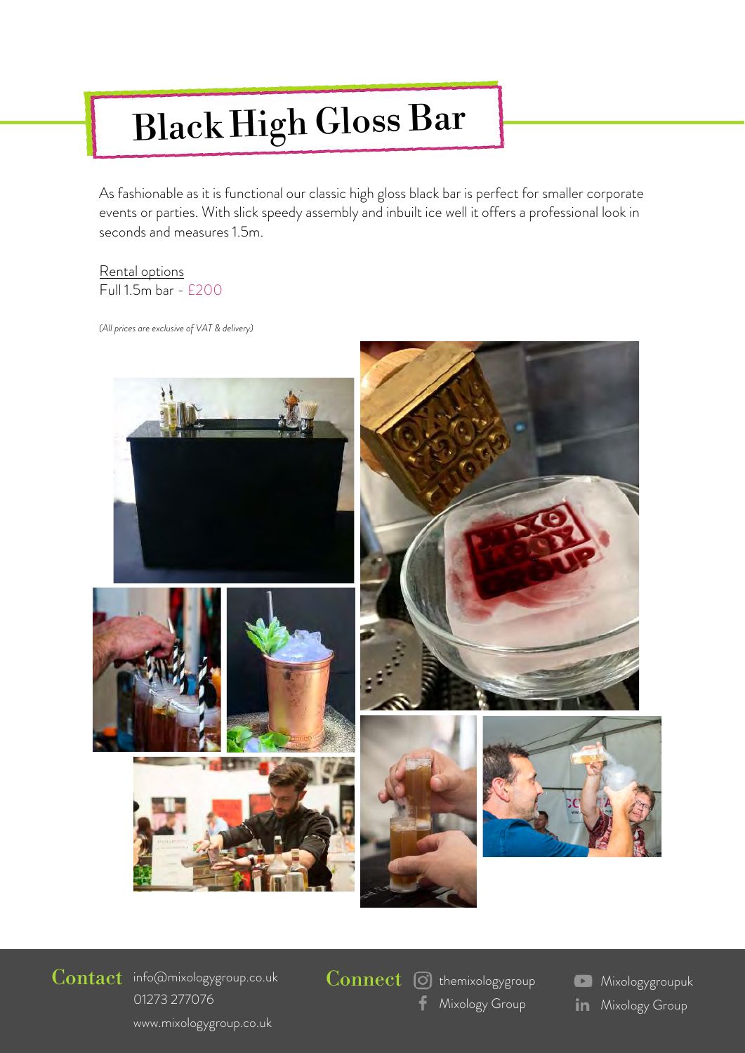# Black High Gloss Bar

As fashionable as it is functional our classic high gloss black bar is perfect for smaller corporate events or parties. With slick speedy assembly and inbuilt ice well it offers a professional look in seconds and measures 1.5m.

Rental options
Full 1.5m bar - £200

*(All prices are exclusive of VAT & delivery)*

**Contact** info@mixologygroup.co.uk
01273 277076
www.mixologygroup.co.uk

**Connect** themixologygroup
Mixology Group
Mixologygroupuk
Mixology Group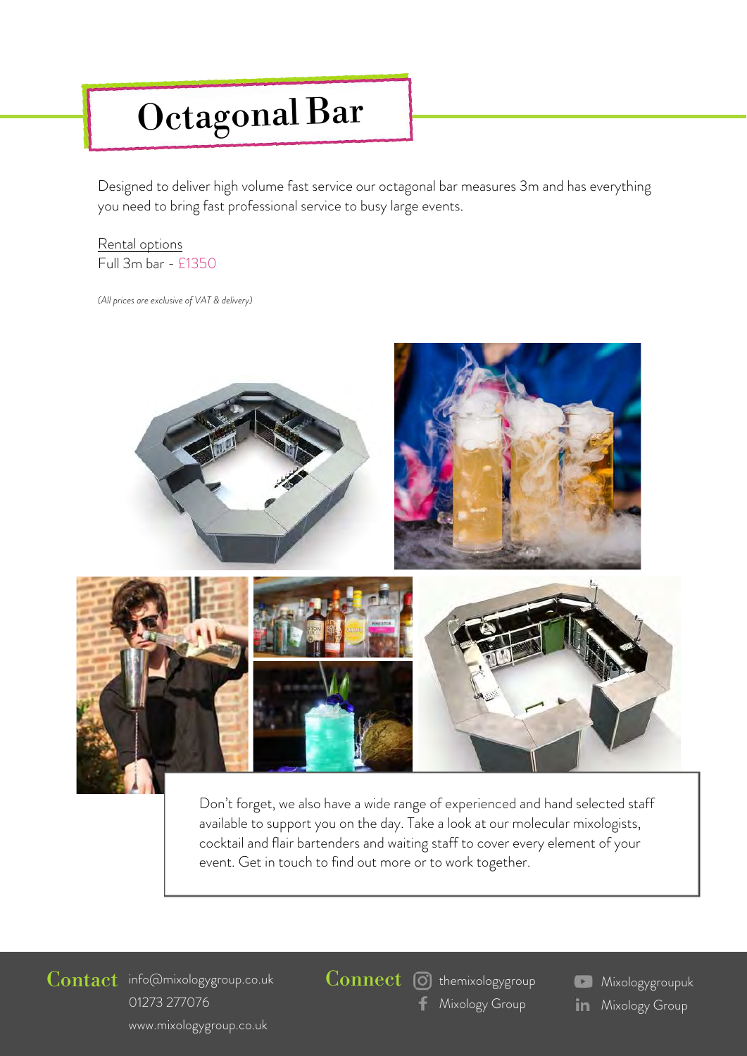# Octagonal Bar

Designed to deliver high volume fast service our octagonal bar measures 3m and has everything you need to bring fast professional service to busy large events.

Rental options
Full 3m bar - £1350

*(All prices are exclusive of VAT & delivery)*

Don't forget, we also have a wide range of experienced and hand selected staff available to support you on the day. Take a look at our molecular mixologists, cocktail and flair bartenders and waiting staff to cover every element of your event. Get in touch to find out more or to work together.

**Contact** info@mixologygroup.co.uk
01273 277076
www.mixologygroup.co.uk

**Connect** themixologygroup
Mixology Group
Mixologygroupuk
Mixology Group